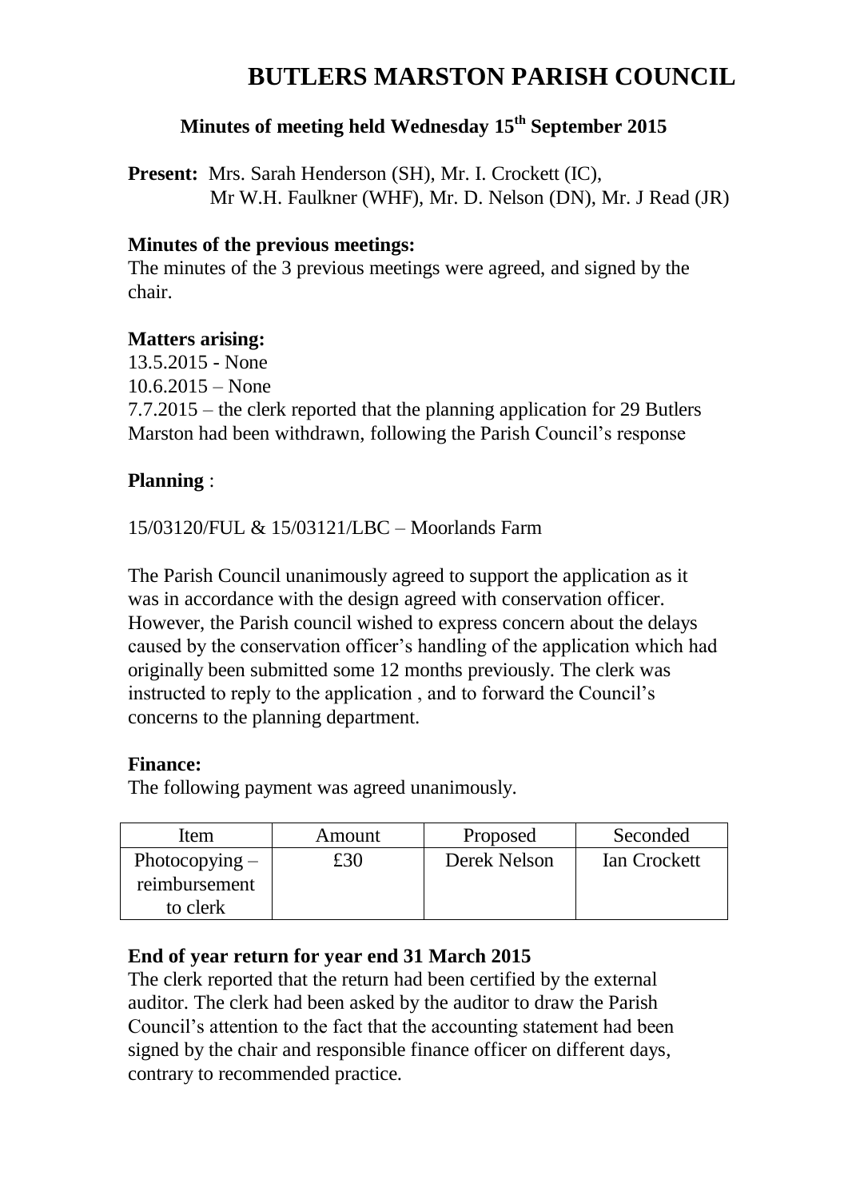# BUTLERS MARSTON PARISH COUNCIL

## Minutes of meeting held Wednesday 15th September 2015

**Present:** Mrs. Sarah Henderson (SH), Mr. I. Crockett (IC), Mr W.H. Faulkner (WHF), Mr. D. Nelson (DN), Mr. J Read (JR)

**Minutes of the previous meetings:**
The minutes of the 3 previous meetings were agreed, and signed by the chair.

**Matters arising:**
13.5.2015 - None
10.6.2015 – None
7.7.2015 – the clerk reported that the planning application for 29 Butlers Marston had been withdrawn, following the Parish Council's response

**Planning** :

15/03120/FUL & 15/03121/LBC – Moorlands Farm

The Parish Council unanimously agreed to support the application as it was in accordance with the design agreed with conservation officer. However, the Parish council wished to express concern about the delays caused by the conservation officer's handling of the application which had originally been submitted some 12 months previously. The clerk was instructed to reply to the application , and to forward the Council's concerns to the planning department.

**Finance:**
The following payment was agreed unanimously.

| Item | Amount | Proposed | Seconded |
|---|---|---|---|
| Photocopying – reimbursement to clerk | £30 | Derek Nelson | Ian Crockett |

**End of year return for year end 31 March 2015**
The clerk reported that the return had been certified by the external auditor. The clerk had been asked by the auditor to draw the Parish Council's attention to the fact that the accounting statement had been signed by the chair and responsible finance officer on different days, contrary to recommended practice.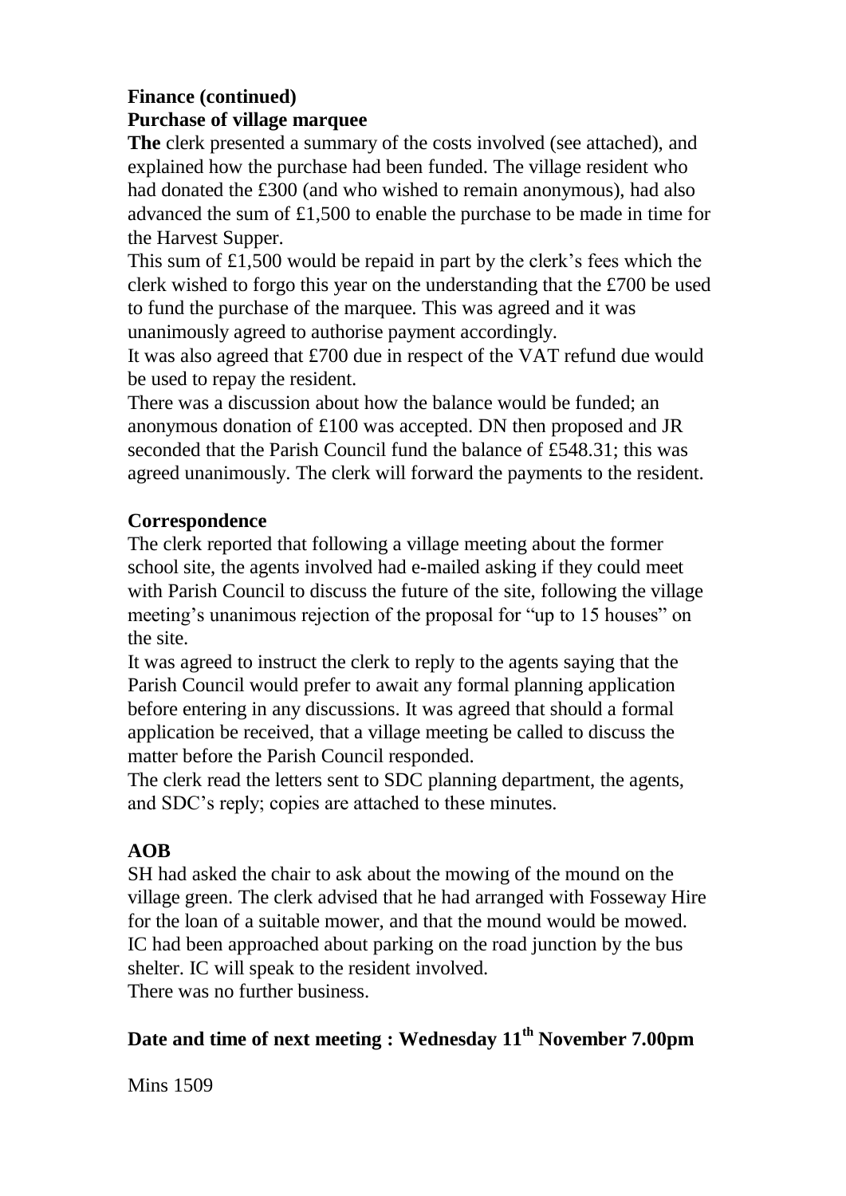**Finance (continued)**

**Purchase of village marquee**

**The** clerk presented a summary of the costs involved (see attached), and explained how the purchase had been funded. The village resident who had donated the £300 (and who wished to remain anonymous), had also advanced the sum of £1,500 to enable the purchase to be made in time for the Harvest Supper.

This sum of £1,500 would be repaid in part by the clerk's fees which the clerk wished to forgo this year on the understanding that the £700 be used to fund the purchase of the marquee. This was agreed and it was unanimously agreed to authorise payment accordingly.

It was also agreed that £700 due in respect of the VAT refund due would be used to repay the resident.

There was a discussion about how the balance would be funded; an anonymous donation of £100 was accepted. DN then proposed and JR seconded that the Parish Council fund the balance of £548.31; this was agreed unanimously. The clerk will forward the payments to the resident.

**Correspondence**

The clerk reported that following a village meeting about the former school site, the agents involved had e-mailed asking if they could meet with Parish Council to discuss the future of the site, following the village meeting's unanimous rejection of the proposal for "up to 15 houses" on the site.

It was agreed to instruct the clerk to reply to the agents saying that the Parish Council would prefer to await any formal planning application before entering in any discussions. It was agreed that should a formal application be received, that a village meeting be called to discuss the matter before the Parish Council responded.

The clerk read the letters sent to SDC planning department, the agents, and SDC's reply; copies are attached to these minutes.

**AOB**

SH had asked the chair to ask about the mowing of the mound on the village green. The clerk advised that he had arranged with Fosseway Hire for the loan of a suitable mower, and that the mound would be mowed.

IC had been approached about parking on the road junction by the bus shelter. IC will speak to the resident involved.

There was no further business.

**Date and time of next meeting : Wednesday 11th November 7.00pm**

Mins 1509